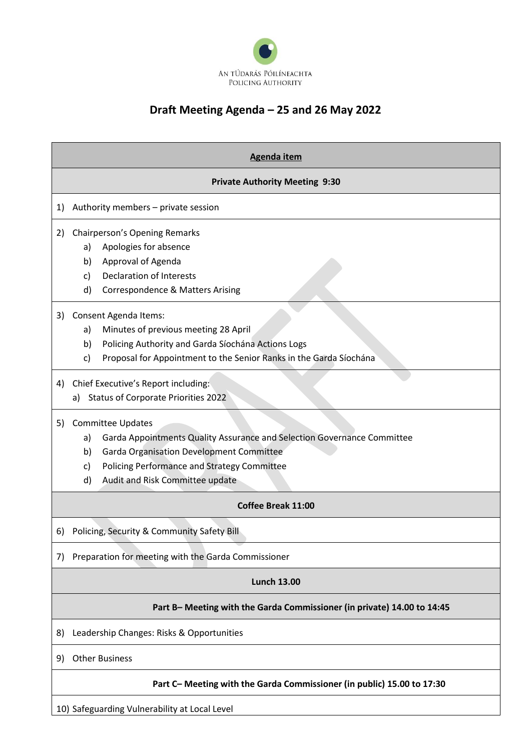AN TÚDARÁS PÓILÍNEACHTA
POLICING AUTHORITY

# Draft Meeting Agenda – 25 and 26 May 2022

| Agenda item |
|---|
| **Private Authority Meeting 9:30** |
| 1) Authority members – private session |
| 2) Chairperson's Opening Remarks<br>a) Apologies for absence<br>b) Approval of Agenda<br>c) Declaration of Interests<br>d) Correspondence & Matters Arising |
| 3) Consent Agenda Items:<br>a) Minutes of previous meeting 28 April<br>b) Policing Authority and Garda Síochána Actions Logs<br>c) Proposal for Appointment to the Senior Ranks in the Garda Síochána |
| 4) Chief Executive's Report including:<br>a) Status of Corporate Priorities 2022 |
| 5) Committee Updates<br>a) Garda Appointments Quality Assurance and Selection Governance Committee<br>b) Garda Organisation Development Committee<br>c) Policing Performance and Strategy Committee<br>d) Audit and Risk Committee update |
| **Coffee Break 11:00** |
| 6) Policing, Security & Community Safety Bill |
| 7) Preparation for meeting with the Garda Commissioner |
| **Lunch 13.00** |
| **Part B– Meeting with the Garda Commissioner (in private) 14.00 to 14:45** |
| 8) Leadership Changes: Risks & Opportunities |
| 9) Other Business |
| **Part C– Meeting with the Garda Commissioner (in public) 15.00 to 17:30** |
| 10) Safeguarding Vulnerability at Local Level |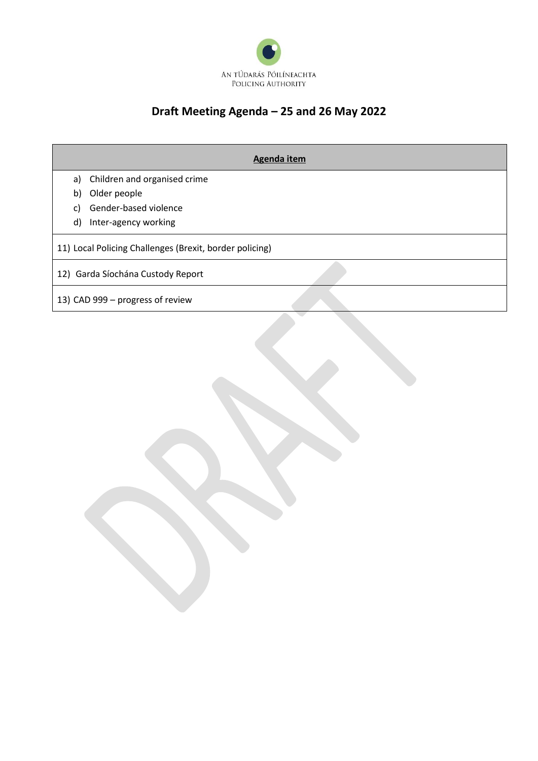An tÚdarás Póilíneachta
Policing Authority

# Draft Meeting Agenda – 25 and 26 May 2022

| **Agenda item** |
| --- |
| a) Children and organised crime<br>b) Older people<br>c) Gender-based violence<br>d) Inter-agency working |
| 11) Local Policing Challenges (Brexit, border policing) |
| 12) Garda Síochána Custody Report |
| 13) CAD 999 – progress of review |

DRAFT